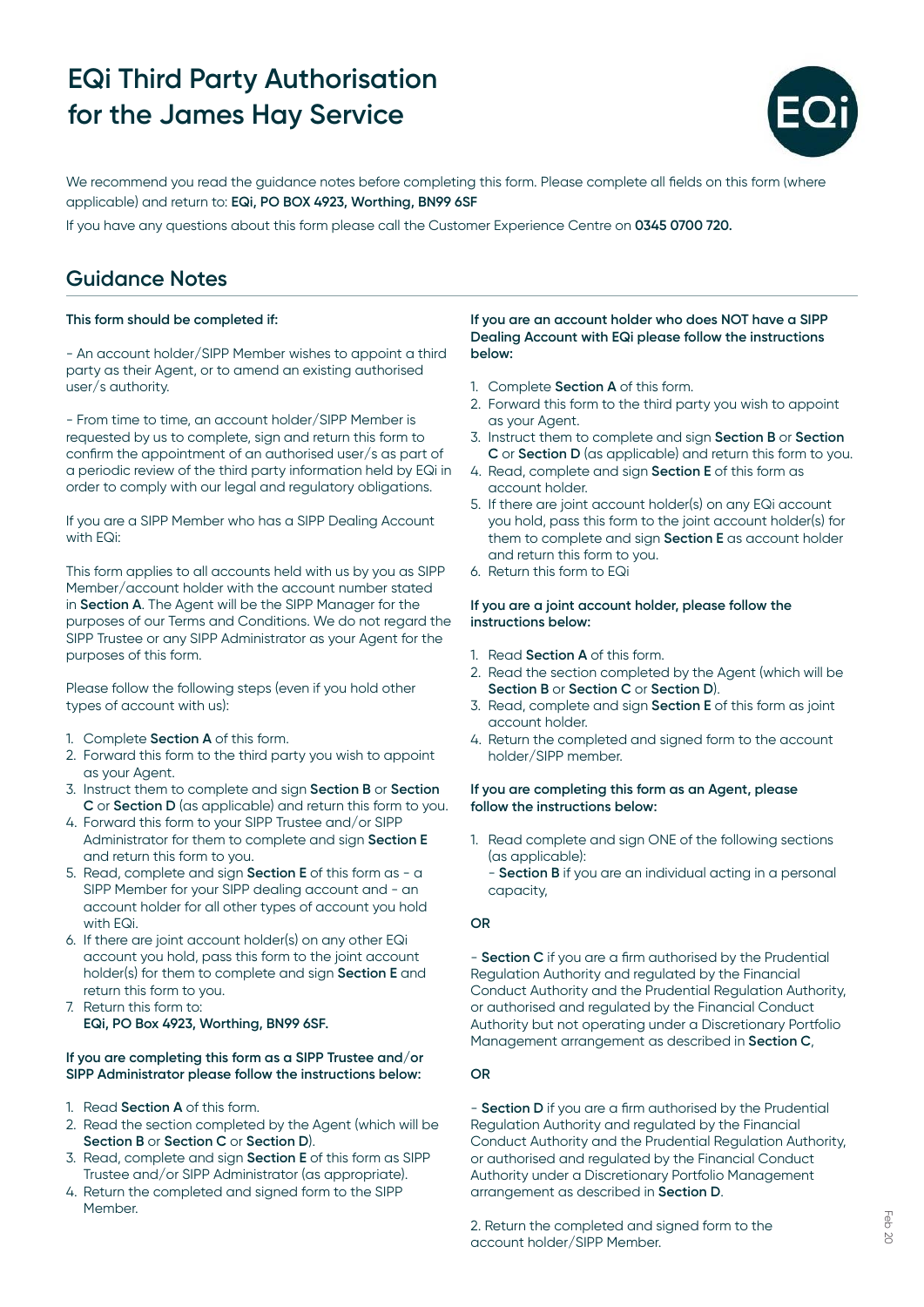# EQi Third Party Authorisation for the James Hay Service

We recommend you read the guidance notes before completing this form. Please complete all fields on this form (where applicable) and return to: **EQi, PO BOX 4923, Worthing, BN99 6SF**

If you have any questions about this form please call the Customer Experience Centre on **0345 0700 720.**

## Guidance Notes

**This form should be completed if:**

- An account holder/SIPP Member wishes to appoint a third party as their Agent, or to amend an existing authorised user/s authority.

- From time to time, an account holder/SIPP Member is requested by us to complete, sign and return this form to confirm the appointment of an authorised user/s as part of a periodic review of the third party information held by EQi in order to comply with our legal and regulatory obligations.

If you are a SIPP Member who has a SIPP Dealing Account with EQi:

This form applies to all accounts held with us by you as SIPP Member/account holder with the account number stated in **Section A**. The Agent will be the SIPP Manager for the purposes of our Terms and Conditions. We do not regard the SIPP Trustee or any SIPP Administrator as your Agent for the purposes of this form.

Please follow the following steps (even if you hold other types of account with us):

1. Complete **Section A** of this form.
2. Forward this form to the third party you wish to appoint as your Agent.
3. Instruct them to complete and sign **Section B** or **Section C** or **Section D** (as applicable) and return this form to you.
4. Forward this form to your SIPP Trustee and/or SIPP Administrator for them to complete and sign **Section E** and return this form to you.
5. Read, complete and sign **Section E** of this form as - a SIPP Member for your SIPP dealing account and - an account holder for all other types of account you hold with EQi.
6. If there are joint account holder(s) on any other EQi account you hold, pass this form to the joint account holder(s) for them to complete and sign **Section E** and return this form to you.
7. Return this form to:
   **EQi, PO Box 4923, Worthing, BN99 6SF.**

**If you are completing this form as a SIPP Trustee and/or SIPP Administrator please follow the instructions below:**

1. Read **Section A** of this form.
2. Read the section completed by the Agent (which will be **Section B** or **Section C** or **Section D**).
3. Read, complete and sign **Section E** of this form as SIPP Trustee and/or SIPP Administrator (as appropriate).
4. Return the completed and signed form to the SIPP Member.

**If you are an account holder who does NOT have a SIPP Dealing Account with EQi please follow the instructions below:**

1. Complete **Section A** of this form.
2. Forward this form to the third party you wish to appoint as your Agent.
3. Instruct them to complete and sign **Section B** or **Section C** or **Section D** (as applicable) and return this form to you.
4. Read, complete and sign **Section E** of this form as account holder.
5. If there are joint account holder(s) on any EQi account you hold, pass this form to the joint account holder(s) for them to complete and sign **Section E** as account holder and return this form to you.
6. Return this form to EQi

**If you are a joint account holder, please follow the instructions below:**

1. Read **Section A** of this form.
2. Read the section completed by the Agent (which will be **Section B** or **Section C** or **Section D**).
3. Read, complete and sign **Section E** of this form as joint account holder.
4. Return the completed and signed form to the account holder/SIPP member.

**If you are completing this form as an Agent, please follow the instructions below:**

1. Read complete and sign ONE of the following sections (as applicable):
   - **Section B** if you are an individual acting in a personal capacity,

   **OR**

   - **Section C** if you are a firm authorised by the Prudential Regulation Authority and regulated by the Financial Conduct Authority and the Prudential Regulation Authority, or authorised and regulated by the Financial Conduct Authority but not operating under a Discretionary Portfolio Management arrangement as described in **Section C**,

   **OR**

   - **Section D** if you are a firm authorised by the Prudential Regulation Authority and regulated by the Financial Conduct Authority and the Prudential Regulation Authority, or authorised and regulated by the Financial Conduct Authority under a Discretionary Portfolio Management arrangement as described in **Section D**.

2. Return the completed and signed form to the account holder/SIPP Member.

Feb 20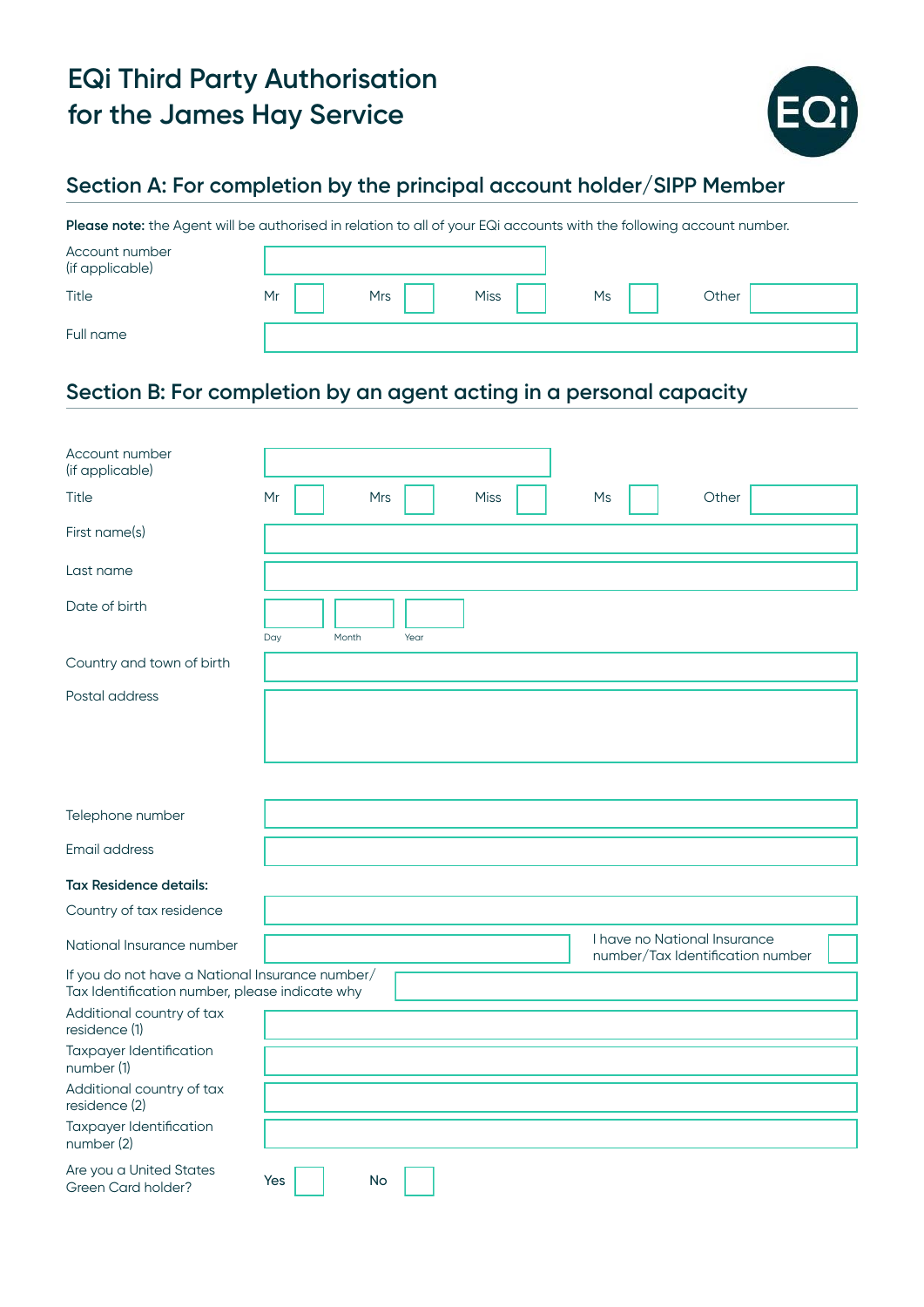# EQi Third Party Authorisation for the James Hay Service

## Section A: For completion by the principal account holder/SIPP Member

**Please note:** the Agent will be authorised in relation to all of your EQi accounts with the following account number.

| | |
|---|---|
| Account number (if applicable) | |
| Title | Mr ☐ Mrs ☐ Miss ☐ Ms ☐ Other |
| Full name | |

## Section B: For completion by an agent acting in a personal capacity

| | |
|---|---|
| Account number (if applicable) | |
| Title | Mr ☐ Mrs ☐ Miss ☐ Ms ☐ Other |
| First name(s) | |
| Last name | |
| Date of birth | Day / Month / Year |
| Country and town of birth | |
| Postal address | |
| Telephone number | |
| Email address | |

**Tax Residence details:**

| | |
|---|---|
| Country of tax residence | |
| National Insurance number | I have no National Insurance number/Tax Identification number ☐ |
| If you do not have a National Insurance number/Tax Identification number, please indicate why | |
| Additional country of tax residence (1) | |
| Taxpayer Identification number (1) | |
| Additional country of tax residence (2) | |
| Taxpayer Identification number (2) | |
| Are you a United States Green Card holder? | Yes ☐ No ☐ |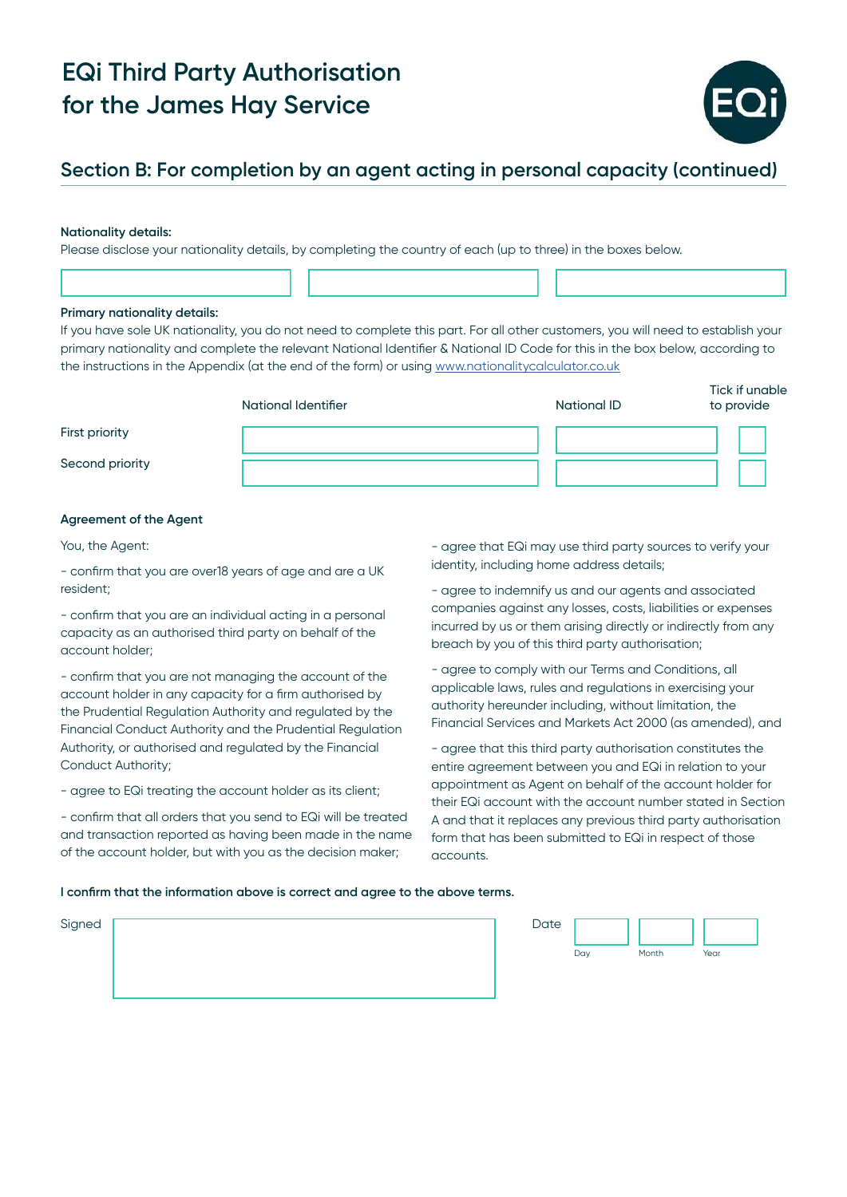# EQi Third Party Authorisation for the James Hay Service

## Section B: For completion by an agent acting in personal capacity (continued)

**Nationality details:**

Please disclose your nationality details, by completing the country of each (up to three) in the boxes below.

| | | |
|---|---|---|
| | | |

**Primary nationality details:**

If you have sole UK nationality, you do not need to complete this part. For all other customers, you will need to establish your primary nationality and complete the relevant National Identifier & National ID Code for this in the box below, according to the instructions in the Appendix (at the end of the form) or using [www.nationalitycalculator.co.uk](www.nationalitycalculator.co.uk)

| | National Identifier | National ID | Tick if unable to provide |
|---|---|---|---|
| First priority | | | |
| Second priority | | | |

**Agreement of the Agent**

You, the Agent:

- confirm that you are over18 years of age and are a UK resident;
- confirm that you are an individual acting in a personal capacity as an authorised third party on behalf of the account holder;
- confirm that you are not managing the account of the account holder in any capacity for a firm authorised by the Prudential Regulation Authority and regulated by the Financial Conduct Authority and the Prudential Regulation Authority, or authorised and regulated by the Financial Conduct Authority;
- agree to EQi treating the account holder as its client;
- confirm that all orders that you send to EQi will be treated and transaction reported as having been made in the name of the account holder, but with you as the decision maker;
- agree that EQi may use third party sources to verify your identity, including home address details;
- agree to indemnify us and our agents and associated companies against any losses, costs, liabilities or expenses incurred by us or them arising directly or indirectly from any breach by you of this third party authorisation;
- agree to comply with our Terms and Conditions, all applicable laws, rules and regulations in exercising your authority hereunder including, without limitation, the Financial Services and Markets Act 2000 (as amended), and
- agree that this third party authorisation constitutes the entire agreement between you and EQi in relation to your appointment as Agent on behalf of the account holder for their EQi account with the account number stated in Section A and that it replaces any previous third party authorisation form that has been submitted to EQi in respect of those accounts.

**I confirm that the information above is correct and agree to the above terms.**

Signed

Date

Day | Month | Year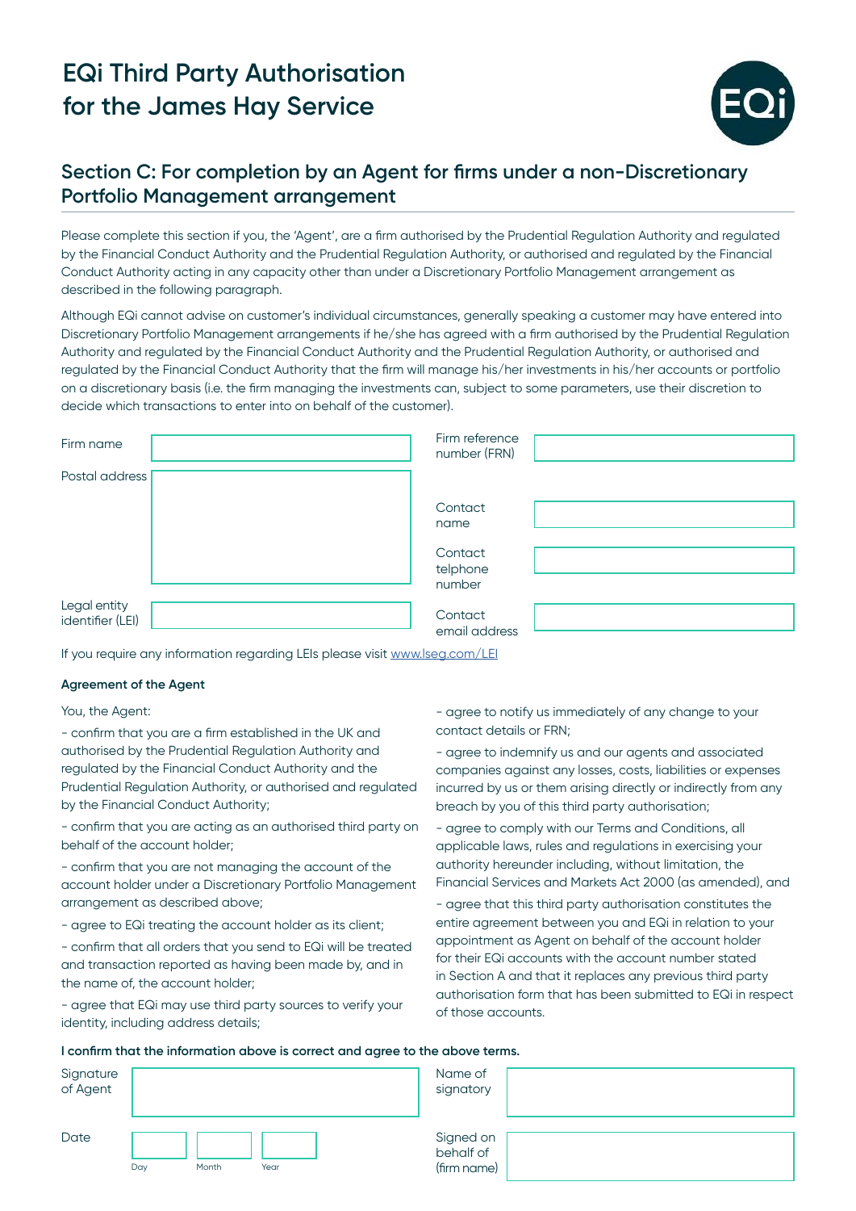# EQi Third Party Authorisation for the James Hay Service

## Section C: For completion by an Agent for firms under a non-Discretionary Portfolio Management arrangement

Please complete this section if you, the 'Agent', are a firm authorised by the Prudential Regulation Authority and regulated by the Financial Conduct Authority and the Prudential Regulation Authority, or authorised and regulated by the Financial Conduct Authority acting in any capacity other than under a Discretionary Portfolio Management arrangement as described in the following paragraph.

Although EQi cannot advise on customer's individual circumstances, generally speaking a customer may have entered into Discretionary Portfolio Management arrangements if he/she has agreed with a firm authorised by the Prudential Regulation Authority and regulated by the Financial Conduct Authority and the Prudential Regulation Authority, or authorised and regulated by the Financial Conduct Authority that the firm will manage his/her investments in his/her accounts or portfolio on a discretionary basis (i.e. the firm managing the investments can, subject to some parameters, use their discretion to decide which transactions to enter into on behalf of the customer).

| | | | |
|---|---|---|---|
| Firm name | | Firm reference number (FRN) | |
| Postal address | | Contact name | |
| | | Contact telphone number | |
| Legal entity identifier (LEI) | | Contact email address | |

If you require any information regarding LEIs please visit www.lseg.com/LEI

**Agreement of the Agent**

You, the Agent:

- confirm that you are a firm established in the UK and authorised by the Prudential Regulation Authority and regulated by the Financial Conduct Authority and the Prudential Regulation Authority, or authorised and regulated by the Financial Conduct Authority;
- confirm that you are acting as an authorised third party on behalf of the account holder;
- confirm that you are not managing the account of the account holder under a Discretionary Portfolio Management arrangement as described above;
- agree to EQi treating the account holder as its client;
- confirm that all orders that you send to EQi will be treated and transaction reported as having been made by, and in the name of, the account holder;
- agree that EQi may use third party sources to verify your identity, including address details;
- agree to notify us immediately of any change to your contact details or FRN;
- agree to indemnify us and our agents and associated companies against any losses, costs, liabilities or expenses incurred by us or them arising directly or indirectly from any breach by you of this third party authorisation;
- agree to comply with our Terms and Conditions, all applicable laws, rules and regulations in exercising your authority hereunder including, without limitation, the Financial Services and Markets Act 2000 (as amended), and
- agree that this third party authorisation constitutes the entire agreement between you and EQi in relation to your appointment as Agent on behalf of the account holder for their EQi accounts with the account number stated in Section A and that it replaces any previous third party authorisation form that has been submitted to EQi in respect of those accounts.

**I confirm that the information above is correct and agree to the above terms.**

| | | | |
|---|---|---|---|
| Signature of Agent | | Name of signatory | |
| Date | Day / Month / Year | Signed on behalf of (firm name) | |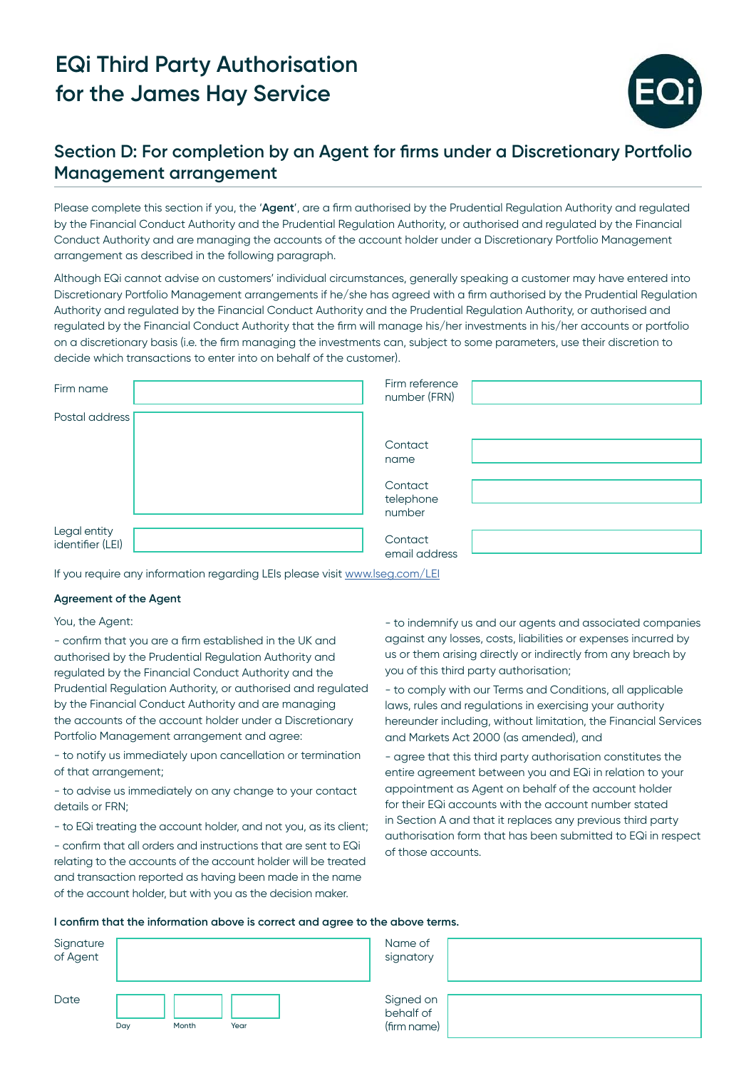# EQi Third Party Authorisation for the James Hay Service

## Section D: For completion by an Agent for firms under a Discretionary Portfolio Management arrangement

Please complete this section if you, the '**Agent**', are a firm authorised by the Prudential Regulation Authority and regulated by the Financial Conduct Authority and the Prudential Regulation Authority, or authorised and regulated by the Financial Conduct Authority and are managing the accounts of the account holder under a Discretionary Portfolio Management arrangement as described in the following paragraph.

Although EQi cannot advise on customers' individual circumstances, generally speaking a customer may have entered into Discretionary Portfolio Management arrangements if he/she has agreed with a firm authorised by the Prudential Regulation Authority and regulated by the Financial Conduct Authority and the Prudential Regulation Authority, or authorised and regulated by the Financial Conduct Authority that the firm will manage his/her investments in his/her accounts or portfolio on a discretionary basis (i.e. the firm managing the investments can, subject to some parameters, use their discretion to decide which transactions to enter into on behalf of the customer).

| | | | |
|---|---|---|---|
| Firm name | | Firm reference number (FRN) | |
| Postal address | | Contact name | |
| | | Contact telephone number | |
| Legal entity identifier (LEI) | | Contact email address | |

If you require any information regarding LEIs please visit www.lseg.com/LEI

**Agreement of the Agent**

You, the Agent:

- confirm that you are a firm established in the UK and authorised by the Prudential Regulation Authority and regulated by the Financial Conduct Authority and the Prudential Regulation Authority, or authorised and regulated by the Financial Conduct Authority and are managing the accounts of the account holder under a Discretionary Portfolio Management arrangement and agree:

- to notify us immediately upon cancellation or termination of that arrangement;

- to advise us immediately on any change to your contact details or FRN;

- to EQi treating the account holder, and not you, as its client;

- confirm that all orders and instructions that are sent to EQi relating to the accounts of the account holder will be treated and transaction reported as having been made in the name of the account holder, but with you as the decision maker.

- to indemnify us and our agents and associated companies against any losses, costs, liabilities or expenses incurred by us or them arising directly or indirectly from any breach by you of this third party authorisation;

- to comply with our Terms and Conditions, all applicable laws, rules and regulations in exercising your authority hereunder including, without limitation, the Financial Services and Markets Act 2000 (as amended), and

- agree that this third party authorisation constitutes the entire agreement between you and EQi in relation to your appointment as Agent on behalf of the account holder for their EQi accounts with the account number stated in Section A and that it replaces any previous third party authorisation form that has been submitted to EQi in respect of those accounts.

**I confirm that the information above is correct and agree to the above terms.**

| | | | |
|---|---|---|---|
| Signature of Agent | | Name of signatory | |
| Date | Day / Month / Year | Signed on behalf of (firm name) | |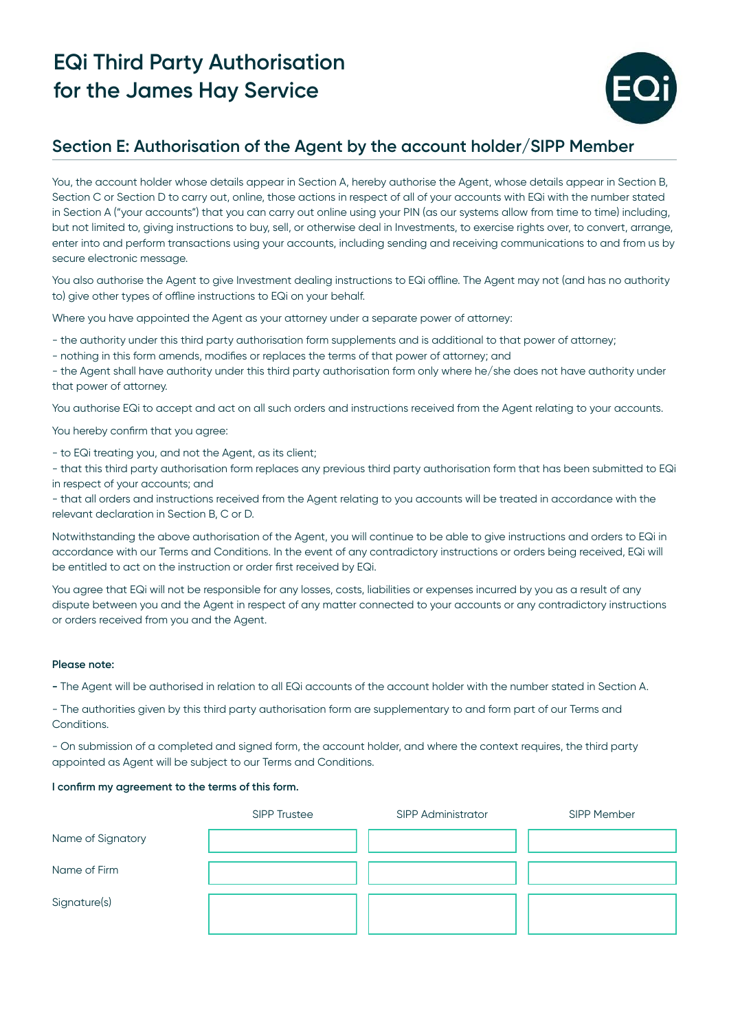# EQi Third Party Authorisation for the James Hay Service

## Section E: Authorisation of the Agent by the account holder/SIPP Member

You, the account holder whose details appear in Section A, hereby authorise the Agent, whose details appear in Section B, Section C or Section D to carry out, online, those actions in respect of all of your accounts with EQi with the number stated in Section A ("your accounts") that you can carry out online using your PIN (as our systems allow from time to time) including, but not limited to, giving instructions to buy, sell, or otherwise deal in Investments, to exercise rights over, to convert, arrange, enter into and perform transactions using your accounts, including sending and receiving communications to and from us by secure electronic message.

You also authorise the Agent to give Investment dealing instructions to EQi offline. The Agent may not (and has no authority to) give other types of offline instructions to EQi on your behalf.

Where you have appointed the Agent as your attorney under a separate power of attorney:

- the authority under this third party authorisation form supplements and is additional to that power of attorney;
- nothing in this form amends, modifies or replaces the terms of that power of attorney; and
- the Agent shall have authority under this third party authorisation form only where he/she does not have authority under that power of attorney.

You authorise EQi to accept and act on all such orders and instructions received from the Agent relating to your accounts.

You hereby confirm that you agree:

- to EQi treating you, and not the Agent, as its client;
- that this third party authorisation form replaces any previous third party authorisation form that has been submitted to EQi in respect of your accounts; and
- that all orders and instructions received from the Agent relating to you accounts will be treated in accordance with the relevant declaration in Section B, C or D.

Notwithstanding the above authorisation of the Agent, you will continue to be able to give instructions and orders to EQi in accordance with our Terms and Conditions. In the event of any contradictory instructions or orders being received, EQi will be entitled to act on the instruction or order first received by EQi.

You agree that EQi will not be responsible for any losses, costs, liabilities or expenses incurred by you as a result of any dispute between you and the Agent in respect of any matter connected to your accounts or any contradictory instructions or orders received from you and the Agent.

**Please note:**

- The Agent will be authorised in relation to all EQi accounts of the account holder with the number stated in Section A.
- The authorities given by this third party authorisation form are supplementary to and form part of our Terms and Conditions.
- On submission of a completed and signed form, the account holder, and where the context requires, the third party appointed as Agent will be subject to our Terms and Conditions.

**I confirm my agreement to the terms of this form.**

| | SIPP Trustee | SIPP Administrator | SIPP Member |
|---|---|---|---|
| Name of Signatory | | | |
| Name of Firm | | | |
| Signature(s) | | | |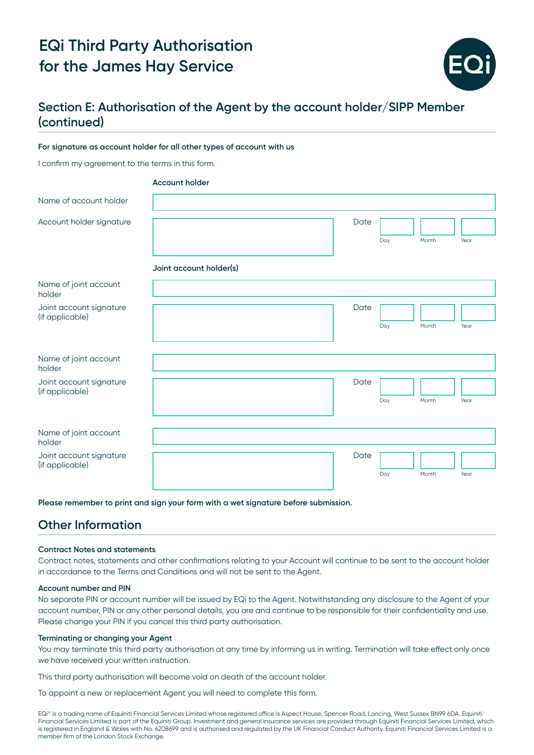# EQi Third Party Authorisation for the James Hay Service

## Section E: Authorisation of the Agent by the account holder/SIPP Member (continued)

**For signature as account holder for all other types of account with us**

I confirm my agreement to the terms in this form.

**Account holder**

| | | | | | |
|---|---|---|---|---|---|
| Name of account holder | | | | | |
| Account holder signature | | Date | Day | Month | Year |

**Joint account holder(s)**

| | | | | | |
|---|---|---|---|---|---|
| Name of joint account holder | | | | | |
| Joint account signature (if applicable) | | Date | Day | Month | Year |
| Name of joint account holder | | | | | |
| Joint account signature (if applicable) | | Date | Day | Month | Year |
| Name of joint account holder | | | | | |
| Joint account signature (if applicable) | | Date | Day | Month | Year |

**Please remember to print and sign your form with a wet signature before submission.**

## Other Information

**Contract Notes and statements**

Contract notes, statements and other confirmations relating to your Account will continue to be sent to the account holder in accordance to the Terms and Conditions and will not be sent to the Agent.

**Account number and PIN**

No separate PIN or account number will be issued by EQi to the Agent. Notwithstanding any disclosure to the Agent of your account number, PIN or any other personal details, you are and continue to be responsible for their confidentiality and use. Please change your PIN if you cancel this third party authorisation.

**Terminating or changing your Agent**

You may terminate this third party authorisation at any time by informing us in writing. Termination will take effect only once we have received your written instruction.

This third party authorisation will become void on death of the account holder.

To appoint a new or replacement Agent you will need to complete this form.

EQi® is a trading name of Equiniti Financial Services Limited whose registered office is Aspect House, Spencer Road, Lancing, West Sussex BN99 6DA. Equiniti Financial Services Limited is part of the Equiniti Group. Investment and general insurance services are provided through Equiniti Financial Services Limited, which is registered in England & Wales with No. 6208699 and is authorised and regulated by the UK Financial Conduct Authority. Equiniti Financial Services Limited is a member firm of the London Stock Exchange.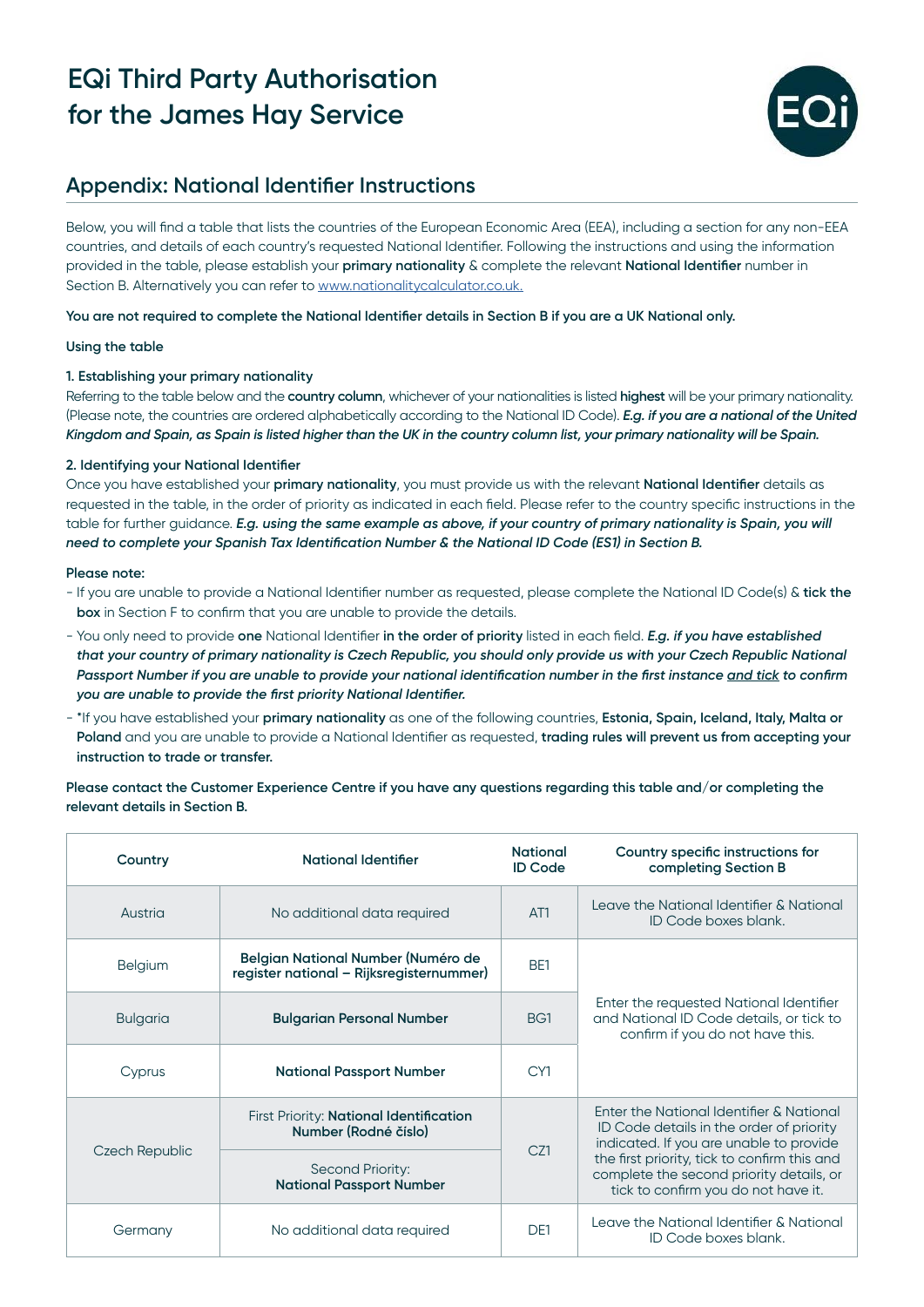# EQi Third Party Authorisation for the James Hay Service

## Appendix: National Identifier Instructions

Below, you will find a table that lists the countries of the European Economic Area (EEA), including a section for any non-EEA countries, and details of each country's requested National Identifier. Following the instructions and using the information provided in the table, please establish your **primary nationality** & complete the relevant **National Identifier** number in Section B. Alternatively you can refer to www.nationalitycalculator.co.uk.

**You are not required to complete the National Identifier details in Section B if you are a UK National only.**

**Using the table**

**1. Establishing your primary nationality**

Referring to the table below and the **country column**, whichever of your nationalities is listed **highest** will be your primary nationality. (Please note, the countries are ordered alphabetically according to the National ID Code). ***E.g. if you are a national of the United Kingdom and Spain, as Spain is listed higher than the UK in the country column list, your primary nationality will be Spain.***

**2. Identifying your National Identifier**

Once you have established your **primary nationality**, you must provide us with the relevant **National Identifier** details as requested in the table, in the order of priority as indicated in each field. Please refer to the country specific instructions in the table for further guidance. ***E.g. using the same example as above, if your country of primary nationality is Spain, you will need to complete your Spanish Tax Identification Number & the National ID Code (ES1) in Section B.***

**Please note:**

- If you are unable to provide a National Identifier number as requested, please complete the National ID Code(s) & **tick the box** in Section F to confirm that you are unable to provide the details.
- You only need to provide **one** National Identifier **in the order of priority** listed in each field. ***E.g. if you have established that your country of primary nationality is Czech Republic, you should only provide us with your Czech Republic National Passport Number if you are unable to provide your national identification number in the first instance and tick to confirm you are unable to provide the first priority National Identifier.***
- *If you have established your **primary nationality** as one of the following countries, **Estonia, Spain, Iceland, Italy, Malta or Poland** and you are unable to provide a National Identifier as requested, **trading rules will prevent us from accepting your instruction to trade or transfer.**

**Please contact the Customer Experience Centre if you have any questions regarding this table and/or completing the relevant details in Section B.**

| Country | National Identifier | National ID Code | Country specific instructions for completing Section B |
|---|---|---|---|
| Austria | No additional data required | AT1 | Leave the National Identifier & National ID Code boxes blank. |
| Belgium | **Belgian National Number (Numéro de register national – Rijksregisternummer)** | BE1 | Enter the requested National Identifier and National ID Code details, or tick to confirm if you do not have this. |
| Bulgaria | **Bulgarian Personal Number** | BG1 | |
| Cyprus | **National Passport Number** | CY1 | |
| Czech Republic | First Priority: **National Identification Number (Rodné číslo)** | CZ1 | Enter the National Identifier & National ID Code details in the order of priority indicated. If you are unable to provide the first priority, tick to confirm this and complete the second priority details, or tick to confirm you do not have it. |
| | Second Priority: **National Passport Number** | | |
| Germany | No additional data required | DE1 | Leave the National Identifier & National ID Code boxes blank. |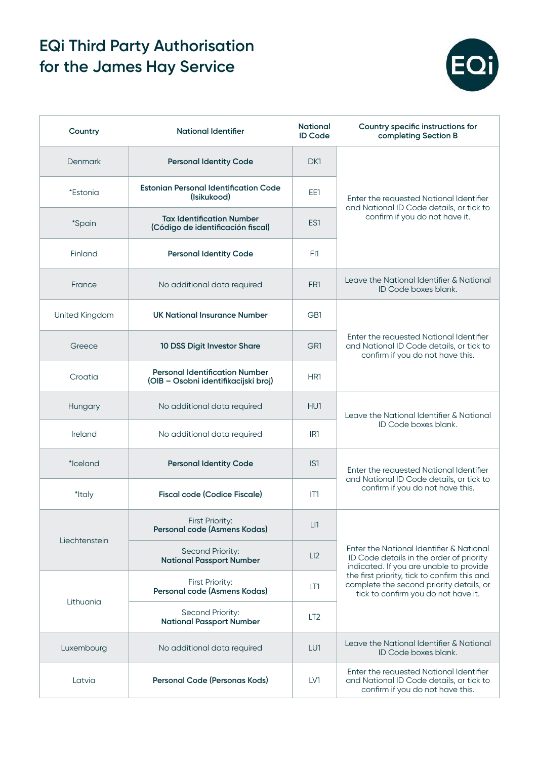# EQi Third Party Authorisation for the James Hay Service

| Country | National Identifier | National ID Code | Country specific instructions for completing Section B |
|---|---|---|---|
| Denmark | **Personal Identity Code** | DK1 | Enter the requested National Identifier and National ID Code details, or tick to confirm if you do not have it. |
| *Estonia | **Estonian Personal Identification Code (Isikukood)** | EE1 | |
| *Spain | **Tax Identification Number (Código de identificación fiscal)** | ES1 | |
| Finland | **Personal Identity Code** | FI1 | |
| France | No additional data required | FR1 | Leave the National Identifier & National ID Code boxes blank. |
| United Kingdom | **UK National Insurance Number** | GB1 | Enter the requested National Identifier and National ID Code details, or tick to confirm if you do not have this. |
| Greece | **10 DSS Digit Investor Share** | GR1 | |
| Croatia | **Personal Identification Number (OIB – Osobni identifikacijski broj)** | HR1 | |
| Hungary | No additional data required | HU1 | Leave the National Identifier & National ID Code boxes blank. |
| Ireland | No additional data required | IR1 | |
| *Iceland | **Personal Identity Code** | IS1 | Enter the requested National Identifier and National ID Code details, or tick to confirm if you do not have this. |
| *Italy | **Fiscal code (Codice Fiscale)** | IT1 | |
| Liechtenstein | First Priority: **Personal code (Asmens Kodas)** | LI1 | Enter the National Identifier & National ID Code details in the order of priority indicated. If you are unable to provide the first priority, tick to confirm this and complete the second priority details, or tick to confirm you do not have it. |
| | Second Priority: **National Passport Number** | LI2 | |
| Lithuania | First Priority: **Personal code (Asmens Kodas)** | LT1 | |
| | Second Priority: **National Passport Number** | LT2 | |
| Luxembourg | No additional data required | LU1 | Leave the National Identifier & National ID Code boxes blank. |
| Latvia | **Personal Code (Personas Kods)** | LV1 | Enter the requested National Identifier and National ID Code details, or tick to confirm if you do not have this. |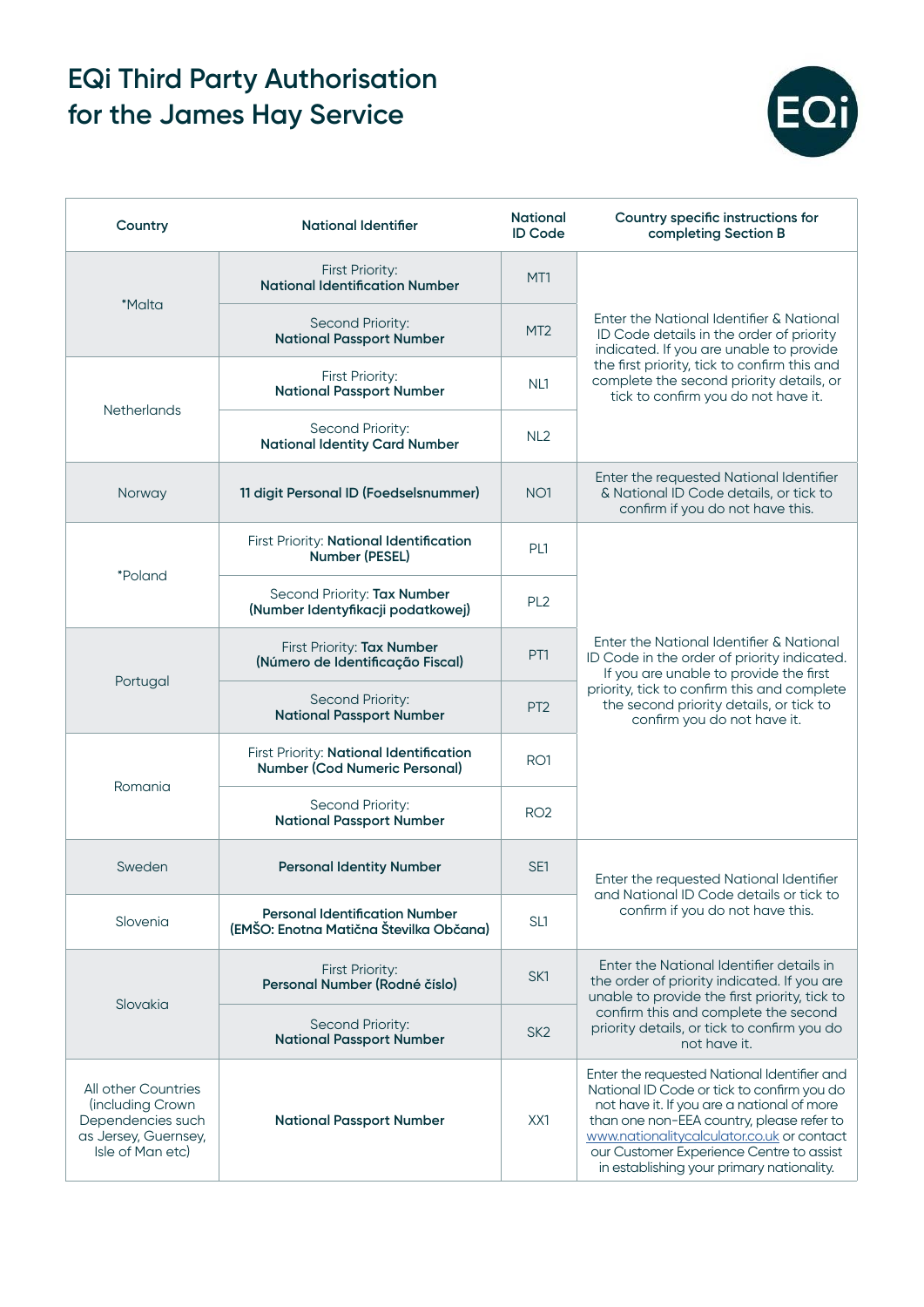# EQi Third Party Authorisation for the James Hay Service

| Country | National Identifier | National ID Code | Country specific instructions for completing Section B |
|---|---|---|---|
| *Malta | First Priority: **National Identification Number** | MT1 | Enter the National Identifier & National ID Code details in the order of priority indicated. If you are unable to provide the first priority, tick to confirm this and complete the second priority details, or tick to confirm you do not have it. |
| | Second Priority: **National Passport Number** | MT2 | |
| Netherlands | First Priority: **National Passport Number** | NL1 | |
| | Second Priority: **National Identity Card Number** | NL2 | |
| Norway | **11 digit Personal ID (Foedselsnummer)** | NO1 | Enter the requested National Identifier & National ID Code details, or tick to confirm if you do not have this. |
| *Poland | First Priority: **National Identification Number (PESEL)** | PL1 | Enter the National Identifier & National ID Code in the order of priority indicated. If you are unable to provide the first priority, tick to confirm this and complete the second priority details, or tick to confirm you do not have it. |
| | Second Priority: **Tax Number (Number Identyfikacji podatkowej)** | PL2 | |
| Portugal | First Priority: **Tax Number (Número de Identificação Fiscal)** | PT1 | |
| | Second Priority: **National Passport Number** | PT2 | |
| Romania | First Priority: **National Identification Number (Cod Numeric Personal)** | RO1 | |
| | Second Priority: **National Passport Number** | RO2 | |
| Sweden | **Personal Identity Number** | SE1 | Enter the requested National Identifier and National ID Code details or tick to confirm if you do not have this. |
| Slovenia | **Personal Identification Number (EMŠO: Enotna Matična Številka Občana)** | SL1 | |
| Slovakia | First Priority: **Personal Number (Rodné číslo)** | SK1 | Enter the National Identifier details in the order of priority indicated. If you are unable to provide the first priority, tick to confirm this and complete the second priority details, or tick to confirm you do not have it. |
| | Second Priority: **National Passport Number** | SK2 | |
| All other Countries (including Crown Dependencies such as Jersey, Guernsey, Isle of Man etc) | **National Passport Number** | XX1 | Enter the requested National Identifier and National ID Code or tick to confirm you do not have it. If you are a national of more than one non-EEA country, please refer to www.nationalitycalculator.co.uk or contact our Customer Experience Centre to assist in establishing your primary nationality. |